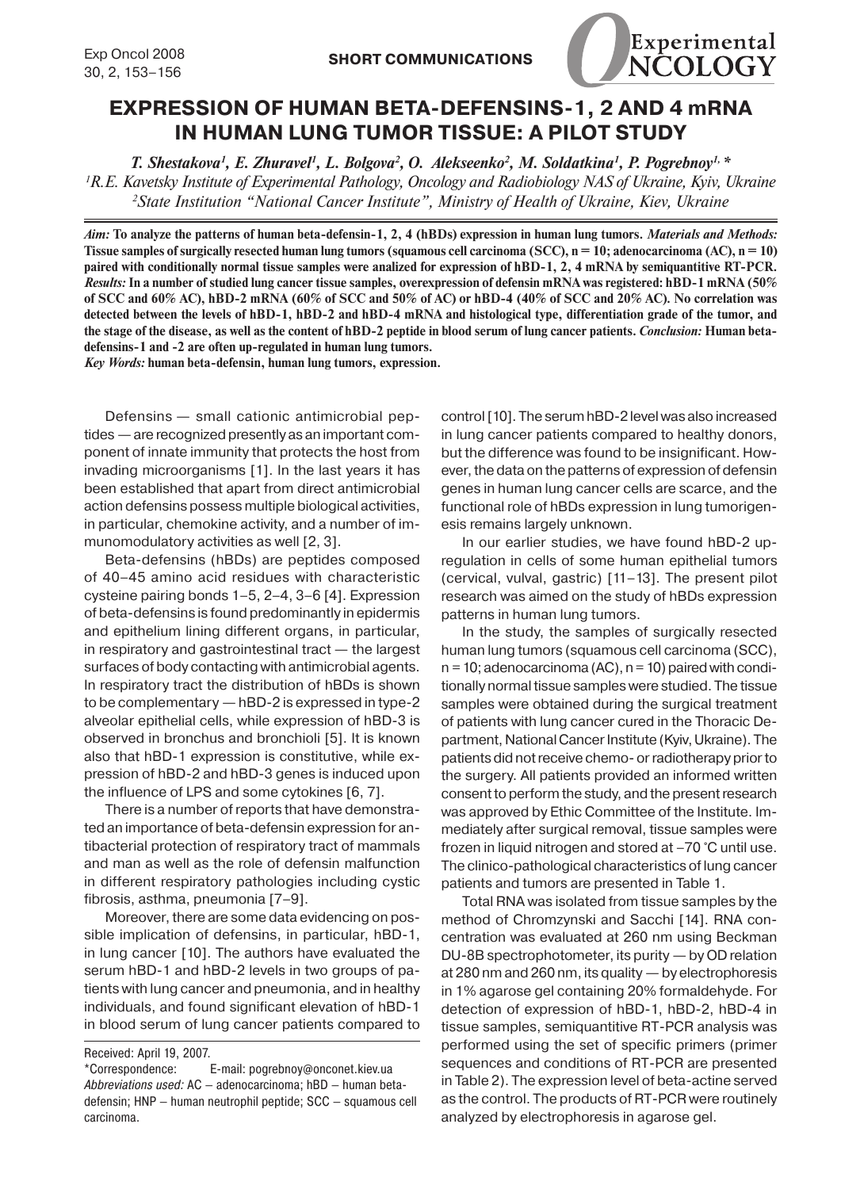SHORT COMMUNICATIONS

# EXPRESSION OF HUMAN BETA-DEFENSINS-1, 2 AND 4 mRNA IN HUMAN LUNG TUMOR TISSUE: A PILOT STUDY

*T. Shestakova[1], E. Zhuravel[1], L. Bolgova[2], O. Alekseenko[2], M. Soldatkina[1], P. Pogrebnoy[1,]\**

[1]*R.E. Kavetsky Institute of Experimental Pathology, Oncology and Radiobiology NAS of Ukraine, Kyiv, Ukraine*
[2]*State Institution "National Cancer Institute", Ministry of Health of Ukraine, Kiev, Ukraine*

***Aim:*** **To analyze the patterns of human beta-defensin-1, 2, 4 (hBDs) expression in human lung tumors. *Materials and Methods:* Tissue samples of surgically resected human lung tumors (squamous cell carcinoma (SCC), n = 10; adenocarcinoma (AC), n = 10) paired with conditionally normal tissue samples were analized for expression of hBD-1, 2, 4 mRNA by semiquantitive RT-PCR. *Results:* In a number of studied lung cancer tissue samples, overexpression of defensin mRNA was registered: hBD-1 mRNA (50% of SCC and 60% AC), hBD-2 mRNA (60% of SCC and 50% of AC) or hBD-4 (40% of SCC and 20% AC). No correlation was detected between the levels of hBD-1, hBD-2 and hBD-4 mRNA and histological type, differentiation grade of the tumor, and the stage of the disease, as well as the content of hBD-2 peptide in blood serum of lung cancer patients. *Conclusion:* Human beta-defensins-1 and -2 are often up-regulated in human lung tumors.**

***Key Words:*** **human beta-defensin, human lung tumors, expression.**

Defensins — small cationic antimicrobial peptides — are recognized presently as an important component of innate immunity that protects the host from invading microorganisms [1]. In the last years it has been established that apart from direct antimicrobial action defensins possess multiple biological activities, in particular, chemokine activity, and a number of immunomodulatory activities as well [2, 3].

Beta-defensins (hBDs) are peptides composed of 40–45 amino acid residues with characteristic cysteine pairing bonds 1–5, 2–4, 3–6 [4]. Expression of beta-defensins is found predominantly in epidermis and epithelium lining different organs, in particular, in respiratory and gastrointestinal tract — the largest surfaces of body contacting with antimicrobial agents. In respiratory tract the distribution of hBDs is shown to be complementary — hBD-2 is expressed in type-2 alveolar epithelial cells, while expression of hBD-3 is observed in bronchus and bronchioli [5]. It is known also that hBD-1 expression is constitutive, while expression of hBD-2 and hBD-3 genes is induced upon the influence of LPS and some cytokines [6, 7].

There is a number of reports that have demonstrated an importance of beta-defensin expression for antibacterial protection of respiratory tract of mammals and man as well as the role of defensin malfunction in different respiratory pathologies including cystic fibrosis, asthma, pneumonia [7–9].

Moreover, there are some data evidencing on possible implication of defensins, in particular, hBD-1, in lung cancer [10]. The authors have evaluated the serum hBD-1 and hBD-2 levels in two groups of patients with lung cancer and pneumonia, and in healthy individuals, and found significant elevation of hBD-1 in blood serum of lung cancer patients compared to control [10]. The serum hBD-2 level was also increased in lung cancer patients compared to healthy donors, but the difference was found to be insignificant. However, the data on the patterns of expression of defensin genes in human lung cancer cells are scarce, and the functional role of hBDs expression in lung tumorigenesis remains largely unknown.

In our earlier studies, we have found hBD-2 up-regulation in cells of some human epithelial tumors (cervical, vulval, gastric) [11–13]. The present pilot research was aimed on the study of hBDs expression patterns in human lung tumors.

In the study, the samples of surgically resected human lung tumors (squamous cell carcinoma (SCC), n = 10; adenocarcinoma (AC), n = 10) paired with conditionally normal tissue samples were studied. The tissue samples were obtained during the surgical treatment of patients with lung cancer cured in the Thoracic Department, National Cancer Institute (Kyiv, Ukraine). The patients did not receive chemo- or radiotherapy prior to the surgery. All patients provided an informed written consent to perform the study, and the present research was approved by Ethic Committee of the Institute. Immediately after surgical removal, tissue samples were frozen in liquid nitrogen and stored at –70 °C until use. The clinico-pathological characteristics of lung cancer patients and tumors are presented in Table 1.

Total RNA was isolated from tissue samples by the method of Chromzynski and Sacchi [14]. RNA concentration was evaluated at 260 nm using Beckman DU-8B spectrophotometer, its purity — by OD relation at 280 nm and 260 nm, its quality — by electrophoresis in 1% agarose gel containing 20% formaldehyde. For detection of expression of hBD-1, hBD-2, hBD-4 in tissue samples, semiquantitive RT-PCR analysis was performed using the set of specific primers (primer sequences and conditions of RT-PCR are presented in Table 2). The expression level of beta-actine served as the control. The products of RT-PCR were routinely analyzed by electrophoresis in agarose gel.

Received: April 19, 2007.
\*Correspondence: E-mail: pogrebnoy@onconet.kiev.ua
*Abbreviations used:* AC – adenocarcinoma; hBD – human beta-defensin; HNP – human neutrophil peptide; SCC – squamous cell carcinoma.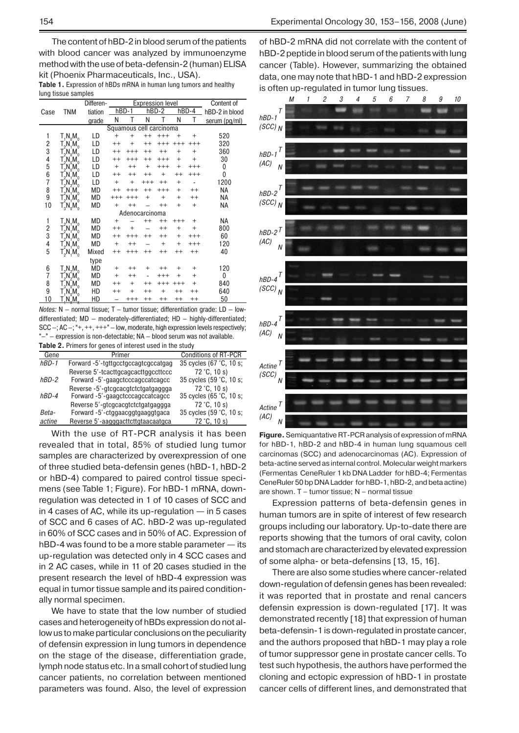The content of hBD-2 in blood serum of the patients with blood cancer was analyzed by immunoenzyme method with the use of beta-defensin-2 (human) ELISA kit (Phoenix Pharmaceuticals, Inc., USA).

**Table 1.** Expression of hBDs mRNA in human lung tumors and healthy lung tissue samples

| Case | TNM | Differentiation grade | hBD-1 | | hBD-2 | | hBD-4 | | Content of hBD-2 in blood serum (pg/ml) |
|---|---|---|---|---|---|---|---|---|---|
| | | | N | T | N | T | N | T | |
| **Squamous cell carcinoma** | | | | | | | | | |
| 1 | $T_1N_0M_0$ | LD | + | + | ++ | +++ | + | + | 520 |
| 2 | $T_2N_0M_0$ | LD | ++ | + | ++ | +++ | +++ | +++ | 320 |
| 3 | $T_2N_0M_0$ | LD | ++ | +++ | ++ | ++ | + | + | 360 |
| 4 | $T_2N_0M_0$ | LD | ++ | +++ | ++ | +++ | + | + | 30 |
| 5 | $T_2N_0M_0$ | LD | + | ++ | + | +++ | + | +++ | 0 |
| 6 | $T_2N_1M_0$ | LD | ++ | ++ | ++ | + | ++ | +++ | 0 |
| 7 | $T_1N_2M_0$ | LD | + | + | +++ | ++ | + | - | 1200 |
| 8 | $T_1N_1M_0$ | MD | ++ | +++ | ++ | +++ | + | ++ | NA |
| 9 | $T_2N_1M_0$ | MD | +++ | +++ | + | + | + | ++ | NA |
| 10 | $T_3N_0M_0$ | MD | + | ++ | | ++ | + | + | NA |
| **Adenocarcinoma** | | | | | | | | | |
| 1 | $T_2N_1M_0$ | MD | + | – | ++ | ++ | +++ | + | NA |
| 2 | $T_2N_0M_0$ | MD | ++ | + | – | ++ | + | + | 800 |
| 3 | $T_2N_0M_0$ | MD | ++ | +++ | ++ | ++ | + | +++ | 60 |
| 4 | $T_2N_1M_0$ | MD | + | ++ | – | + | + | +++ | 120 |
| 5 | $T_2N_1M_0$ | Mixed type | ++ | +++ | ++ | ++ | ++ | ++ | 40 |
| 6 | $T_2N_2M_0$ | MD | + | ++ | + | ++ | + | + | 120 |
| 7 | $T_2N_2M_0$ | MD | + | ++ | - | +++ | + | + | 0 |
| 8 | $T_3N_0M_0$ | MD | ++ | + | ++ | +++ | +++ | + | 840 |
| 9 | $T_1N_0M_0$ | HD | ++ | + | ++ | + | ++ | ++ | 640 |
| 10 | $T_1N_xM_x$ | HD | – | +++ | ++ | ++ | ++ | ++ | 50 |

*Notes:* N – normal tissue; T – tumor tissue; differentiation grade: LD – low-differentiated; MD – moderately-differentiated; HD – highly-differentiated; SCC –; AC –; "+, ++, +++" – low, moderate, high expression levels respectively; "–" – expression is non-detectable; NA – blood serum was not available.

**Table 2.** Primers for genes of interest used in the study

| Gene | Primer | Conditions of RT-PCR |
|---|---|---|
| *hBD-1* | Forward -5'-tgttgcctgccagtcgccatgag<br>Reverse 5'-tcacttgcagcacttggccttccc | 35 cycles (67 °C, 10 s; 72 °C, 10 s) |
| *hBD-2* | Forward -5'-gaagctcccagccatcagcc<br>Reverse -5'-gtcgcacgtctctgatgaggga | 35 cycles (59 °C, 10 s; 72 °C, 10 s) |
| *hBD-4* | Forward -5'-gaagctcccagccatcagcc<br>Reverse 5'-gtcgcacgtctctgatgaggga | 35 cycles (65 °C, 10 s; 72 °C, 10 s) |
| *Beta-actine* | Forward -5'-ctggaacggtgaaggtgaca<br>Reverse 5'-aagggacttcttgtaacaatgca | 35 cycles (59 °C, 10 s; 72 °C, 10 s) |

With the use of RT-PCR analysis it has been revealed that in total, 85% of studied lung tumor samples are characterized by overexpression of one of three studied beta-defensin genes (hBD-1, hBD-2 or hBD-4) compared to paired control tissue specimens (see Table 1; Figure). For hBD-1 mRNA, down-regulation was detected in 1 of 10 cases of SCC and in 4 cases of AC, while its up-regulation — in 5 cases of SCC and 6 cases of AC. hBD-2 was up-regulated in 60% of SCC cases and in 50% of AC. Expression of hBD-4 was found to be a more stable parameter — its up-regulation was detected only in 4 SCC cases and in 2 AC cases, while in 11 of 20 cases studied in the present research the level of hBD-4 expression was equal in tumor tissue sample and its paired conditionally normal specimen.

We have to state that the low number of studied cases and heterogeneity of hBDs expression do not allow us to make particular conclusions on the peculiarity of defensin expression in lung tumors in dependence on the stage of the disease, differentiation grade, lymph node status etc. In a small cohort of studied lung cancer patients, no correlation between mentioned parameters was found. Also, the level of expression of hBD-2 mRNA did not correlate with the content of hBD-2 peptide in blood serum of the patients with lung cancer (Table). However, summarizing the obtained data, one may note that hBD-1 and hBD-2 expression is often up-regulated in tumor lung tissues.

**Figure.** Semiquantative RT-PCR analysis of expression of mRNA for hBD-1, hBD-2 and hBD-4 in human lung squamous cell carcinomas (SCC) and adenocarcinomas (AC). Expression of beta-actine served as internal control. Molecular weight markers (Fermentas CeneRuler 1 kb DNA Ladder for hBD-4; Fermentas CeneRuler 50 bp DNA Ladder for hBD-1, hBD-2, and beta actine) are shown. T – tumor tissue; N – normal tissue

Expression patterns of beta-defensin genes in human tumors are in spite of interest of few research groups including our laboratory. Up-to-date there are reports showing that the tumors of oral cavity, colon and stomach are characterized by elevated expression of some alpha- or beta-defensins [13, 15, 16].

There are also some studies where cancer-related down-regulation of defensin genes has been revealed: it was reported that in prostate and renal cancers defensin expression is down-regulated [17]. It was demonstrated recently [18] that expression of human beta-defensin-1 is down-regulated in prostate cancer, and the authors proposed that hBD-1 may play a role of tumor suppressor gene in prostate cancer cells. To test such hypothesis, the authors have performed the cloning and ectopic expression of hBD-1 in prostate cancer cells of different lines, and demonstrated that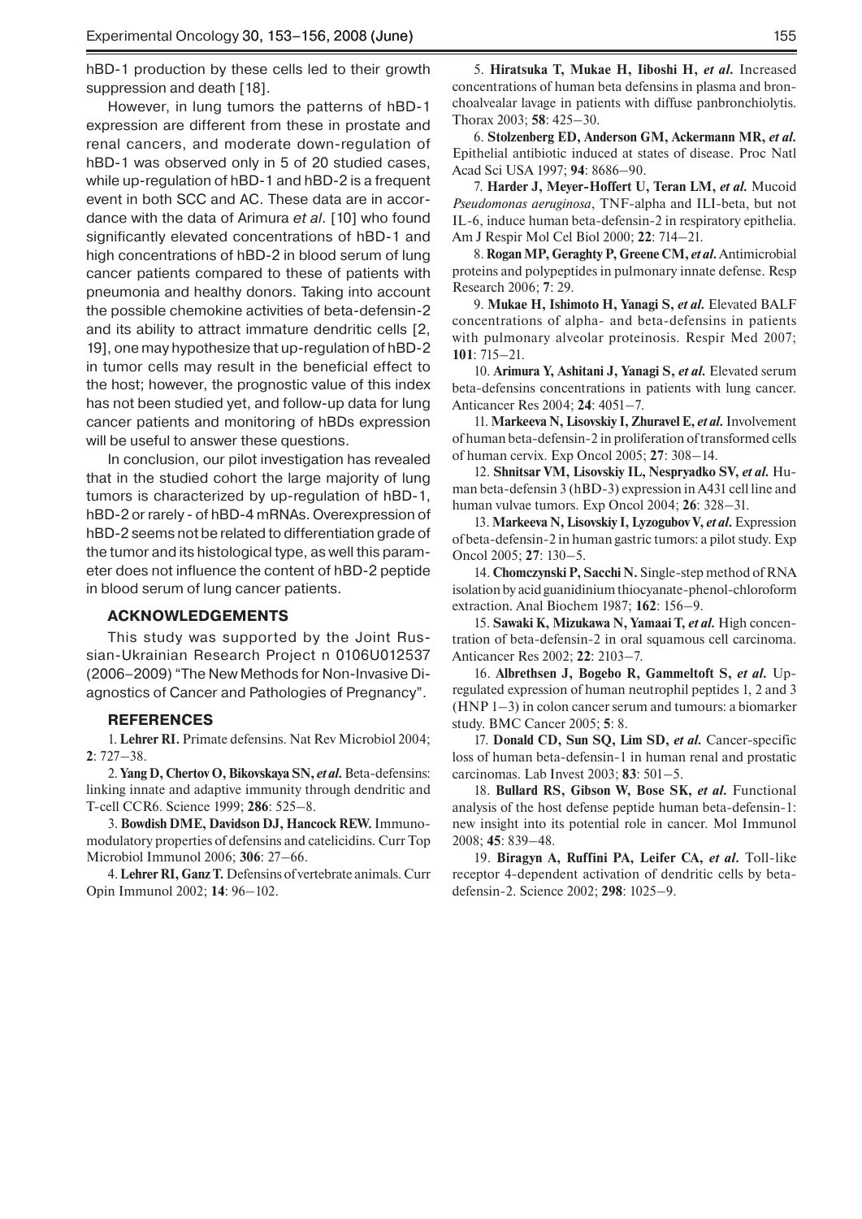hBD-1 production by these cells led to their growth suppression and death [18].

However, in lung tumors the patterns of hBD-1 expression are different from these in prostate and renal cancers, and moderate down-regulation of hBD-1 was observed only in 5 of 20 studied cases, while up-regulation of hBD-1 and hBD-2 is a frequent event in both SCC and AC. These data are in accordance with the data of Arimura *et al*. [10] who found significantly elevated concentrations of hBD-1 and high concentrations of hBD-2 in blood serum of lung cancer patients compared to these of patients with pneumonia and healthy donors. Taking into account the possible chemokine activities of beta-defensin-2 and its ability to attract immature dendritic cells [2, 19], one may hypothesize that up-regulation of hBD-2 in tumor cells may result in the beneficial effect to the host; however, the prognostic value of this index has not been studied yet, and follow-up data for lung cancer patients and monitoring of hBDs expression will be useful to answer these questions.

In conclusion, our pilot investigation has revealed that in the studied cohort the large majority of lung tumors is characterized by up-regulation of hBD-1, hBD-2 or rarely - of hBD-4 mRNAs. Overexpression of hBD-2 seems not be related to differentiation grade of the tumor and its histological type, as well this parameter does not influence the content of hBD-2 peptide in blood serum of lung cancer patients.

## ACKNOWLEDGEMENTS

This study was supported by the Joint Russian-Ukrainian Research Project n 0106U012537 (2006–2009) "The New Methods for Non-Invasive Diagnostics of Cancer and Pathologies of Pregnancy".

## REFERENCES

1. **Lehrer RI.** Primate defensins. Nat Rev Microbiol 2004; **2**: 727–38.

2. **Yang D, Chertov O, Bikovskaya SN, *et al*.** Beta-defensins: linking innate and adaptive immunity through dendritic and T-cell CCR6. Science 1999; **286**: 525–8.

3. **Bowdish DME, Davidson DJ, Hancock REW.** Immunomodulatory properties of defensins and catelicidins. Curr Top Microbiol Immunol 2006; **306**: 27–66.

4. **Lehrer RI, Ganz T.** Defensins of vertebrate animals. Curr Opin Immunol 2002; **14**: 96–102.

5. **Hiratsuka T, Mukae H, Iiboshi H, *et al*.** Increased concentrations of human beta defensins in plasma and bronchoalvealar lavage in patients with diffuse panbronchiolytis. Thorax 2003; **58**: 425–30.

6. **Stolzenberg ED, Anderson GM, Ackermann MR, *et al*.** Epithelial antibiotic induced at states of disease. Proc Natl Acad Sci USA 1997; **94**: 8686–90.

7. **Harder J, Meyer-Hoffert U, Teran LM, *et al*.** Mucoid *Pseudomonas aeruginosa*, TNF-alpha and ILI-beta, but not IL-6, induce human beta-defensin-2 in respiratory epithelia. Am J Respir Mol Cel Biol 2000; **22**: 714–21.

8. **Rogan MP, Geraghty P, Greene CM, *et al*.** Antimicrobial proteins and polypeptides in pulmonary innate defense. Resp Research 2006; **7**: 29.

9. **Mukae H, Ishimoto H, Yanagi S, *et al*.** Elevated BALF concentrations of alpha- and beta-defensins in patients with pulmonary alveolar proteinosis. Respir Med 2007; **101**: 715–21.

10. **Arimura Y, Ashitani J, Yanagi S, *et al*.** Elevated serum beta-defensins concentrations in patients with lung cancer. Anticancer Res 2004; **24**: 4051–7.

11. **Markeeva N, Lisovskiy I, Zhuravel E, *et al*.** Involvement of human beta-defensin-2 in proliferation of transformed cells of human cervix. Exp Oncol 2005; **27**: 308–14.

12. **Shnitsar VM, Lisovskiy IL, Nespryadko SV, *et al*.** Human beta-defensin 3 (hBD-3) expression in A431 cell line and human vulvae tumors. Exp Oncol 2004; **26**: 328–31.

13. **Markeeva N, Lisovskiy I, Lyzogubov V, *et al*.** Expression of beta-defensin-2 in human gastric tumors: a pilot study. Exp Oncol 2005; **27**: 130–5.

14. **Chomczynski P, Sacchi N.** Single-step method of RNA isolation by acid guanidinium thiocyanate-phenol-chloroform extraction. Anal Biochem 1987; **162**: 156–9.

15. **Sawaki K, Mizukawa N, Yamaai T, *et al*.** High concentration of beta-defensin-2 in oral squamous cell carcinoma. Anticancer Res 2002; **22**: 2103–7.

16. **Albrethsen J, Bogebo R, Gammeltoft S, *et al*.** Upregulated expression of human neutrophil peptides 1, 2 and 3 (HNP 1–3) in colon cancer serum and tumours: a biomarker study. BMC Cancer 2005; **5**: 8.

17. **Donald CD, Sun SQ, Lim SD, *et al*.** Cancer-specific loss of human beta-defensin-1 in human renal and prostatic carcinomas. Lab Invest 2003; **83**: 501–5.

18. **Bullard RS, Gibson W, Bose SK, *et al*.** Functional analysis of the host defense peptide human beta-defensin-1: new insight into its potential role in cancer. Mol Immunol 2008; **45**: 839–48.

19. **Biragyn A, Ruffini PA, Leifer CA, *et al*.** Toll-like receptor 4-dependent activation of dendritic cells by beta-defensin-2. Science 2002; **298**: 1025–9.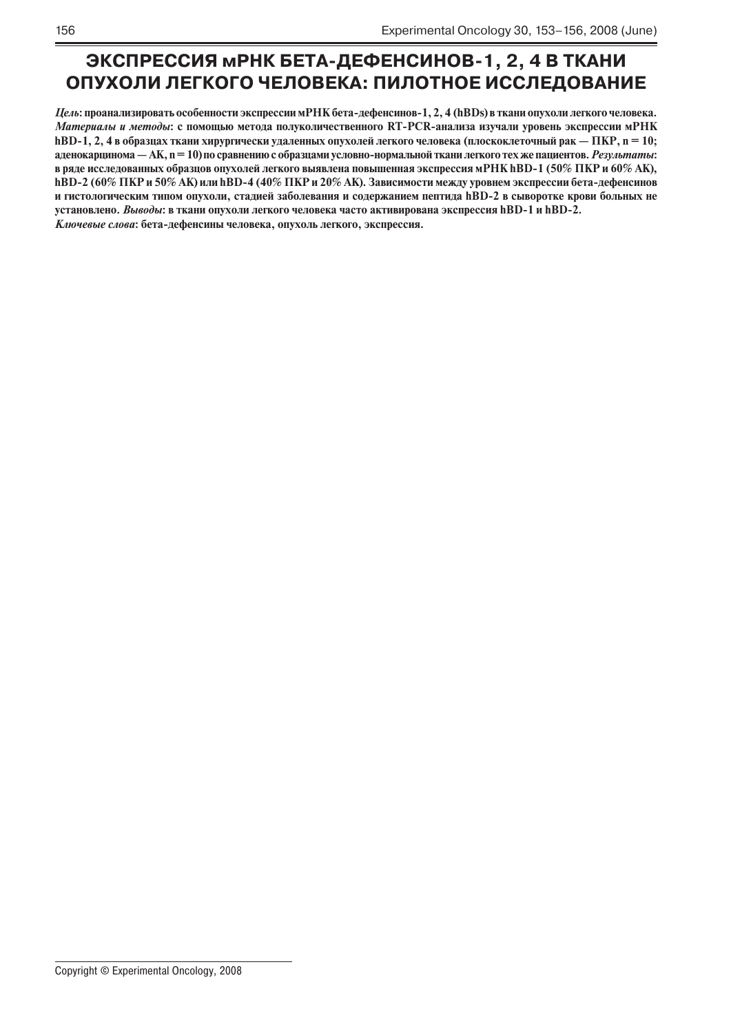# ЭКСПРЕССИЯ мРНК БЕТА-ДЕФЕНСИНОВ-1, 2, 4 В ТКАНИ ОПУХОЛИ ЛЕГКОГО ЧЕЛОВЕКА: ПИЛОТНОЕ ИССЛЕДОВАНИЕ

***Цель*: проанализировать особенности экспрессии мРНК бета-дефенсинов-1, 2, 4 (hBDs) в ткани опухоли легкого человека. *Материалы и методы*: с помощью метода полуколичественного RT-PCR-анализа изучали уровень экспрессии мРНК hBD-1, 2, 4 в образцах ткани хирургически удаленных опухолей легкого человека (плоскоклеточный рак — ПКР, n = 10; аденокарцинома — АК, n = 10) по сравнению с образцами условно-нормальной ткани легкого тех же пациентов. *Результаты*: в ряде исследованных образцов опухолей легкого выявлена повышенная экспрессия мРНК hBD-1 (50% ПКР и 60% АК), hBD-2 (60% ПКР и 50% АК) или hBD-4 (40% ПКР и 20% АК). Зависимости между уровнем экспрессии бета-дефенсинов и гистологическим типом опухоли, стадией заболевания и содержанием пептида hBD-2 в сыворотке крови больных не установлено. *Выводы*: в ткани опухоли легкого человека часто активирована экспрессия hBD-1 и hBD-2.**

***Ключевые слова*: бета-дефенсины человека, опухоль легкого, экспрессия.**

Copyright © Experimental Oncology, 2008